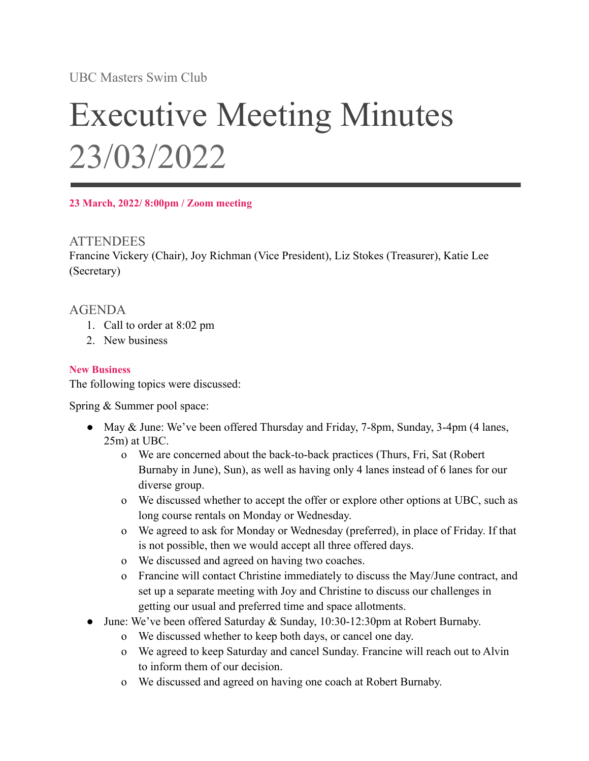UBC Masters Swim Club

# Executive Meeting Minutes 23/03/2022

**23 March, 2022/ 8:00pm / Zoom meeting**

## ATTENDEES

Francine Vickery (Chair), Joy Richman (Vice President), Liz Stokes (Treasurer), Katie Lee (Secretary)

## AGENDA

1. Call to order at 8:02 pm
2. New business

### New Business

The following topics were discussed:

Spring & Summer pool space:

- May & June: We've been offered Thursday and Friday, 7-8pm, Sunday, 3-4pm (4 lanes, 25m) at UBC.
    - We are concerned about the back-to-back practices (Thurs, Fri, Sat (Robert Burnaby in June), Sun), as well as having only 4 lanes instead of 6 lanes for our diverse group.
    - We discussed whether to accept the offer or explore other options at UBC, such as long course rentals on Monday or Wednesday.
    - We agreed to ask for Monday or Wednesday (preferred), in place of Friday. If that is not possible, then we would accept all three offered days.
    - We discussed and agreed on having two coaches.
    - Francine will contact Christine immediately to discuss the May/June contract, and set up a separate meeting with Joy and Christine to discuss our challenges in getting our usual and preferred time and space allotments.
- June: We've been offered Saturday & Sunday, 10:30-12:30pm at Robert Burnaby.
    - We discussed whether to keep both days, or cancel one day.
    - We agreed to keep Saturday and cancel Sunday. Francine will reach out to Alvin to inform them of our decision.
    - We discussed and agreed on having one coach at Robert Burnaby.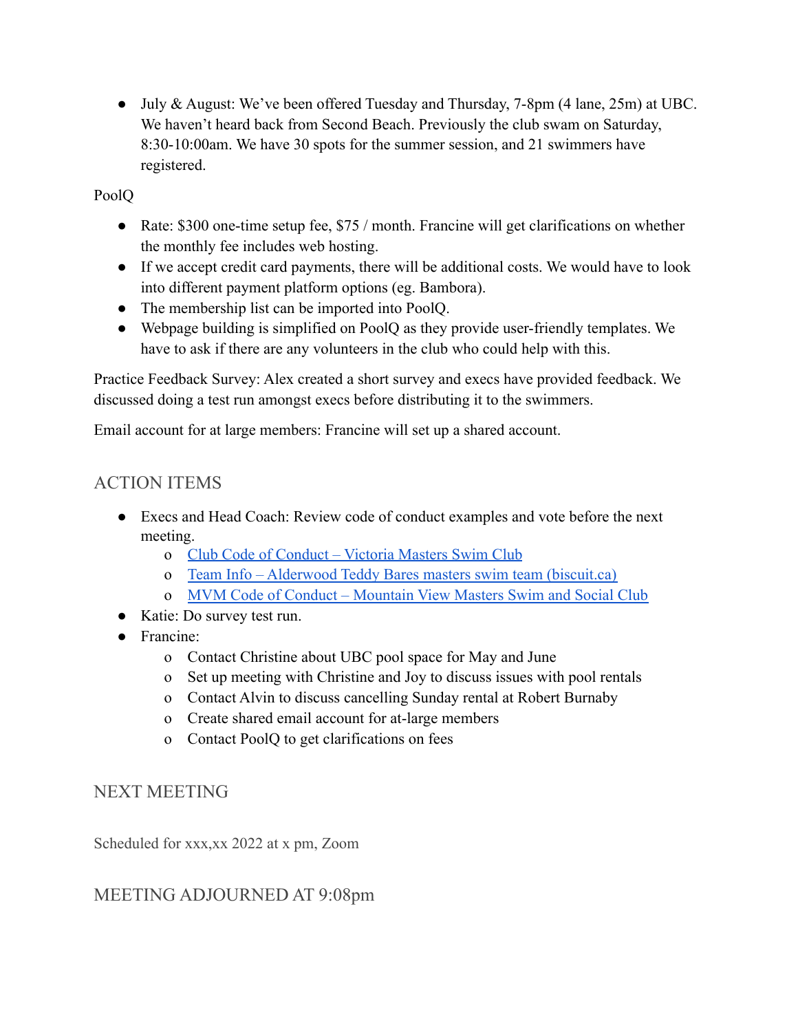- July & August: We've been offered Tuesday and Thursday, 7-8pm (4 lane, 25m) at UBC. We haven't heard back from Second Beach. Previously the club swam on Saturday, 8:30-10:00am. We have 30 spots for the summer session, and 21 swimmers have registered.

PoolQ

- Rate: $300 one-time setup fee, $75 / month. Francine will get clarifications on whether the monthly fee includes web hosting.
- If we accept credit card payments, there will be additional costs. We would have to look into different payment platform options (eg. Bambora).
- The membership list can be imported into PoolQ.
- Webpage building is simplified on PoolQ as they provide user-friendly templates. We have to ask if there are any volunteers in the club who could help with this.

Practice Feedback Survey: Alex created a short survey and execs have provided feedback. We discussed doing a test run amongst execs before distributing it to the swimmers.

Email account for at large members: Francine will set up a shared account.

## ACTION ITEMS

- Execs and Head Coach: Review code of conduct examples and vote before the next meeting.
  - Club Code of Conduct – Victoria Masters Swim Club
  - Team Info – Alderwood Teddy Bares masters swim team (biscuit.ca)
  - MVM Code of Conduct – Mountain View Masters Swim and Social Club
- Katie: Do survey test run.
- Francine:
  - Contact Christine about UBC pool space for May and June
  - Set up meeting with Christine and Joy to discuss issues with pool rentals
  - Contact Alvin to discuss cancelling Sunday rental at Robert Burnaby
  - Create shared email account for at-large members
  - Contact PoolQ to get clarifications on fees

## NEXT MEETING

Scheduled for xxx,xx 2022 at x pm, Zoom

## MEETING ADJOURNED AT 9:08pm